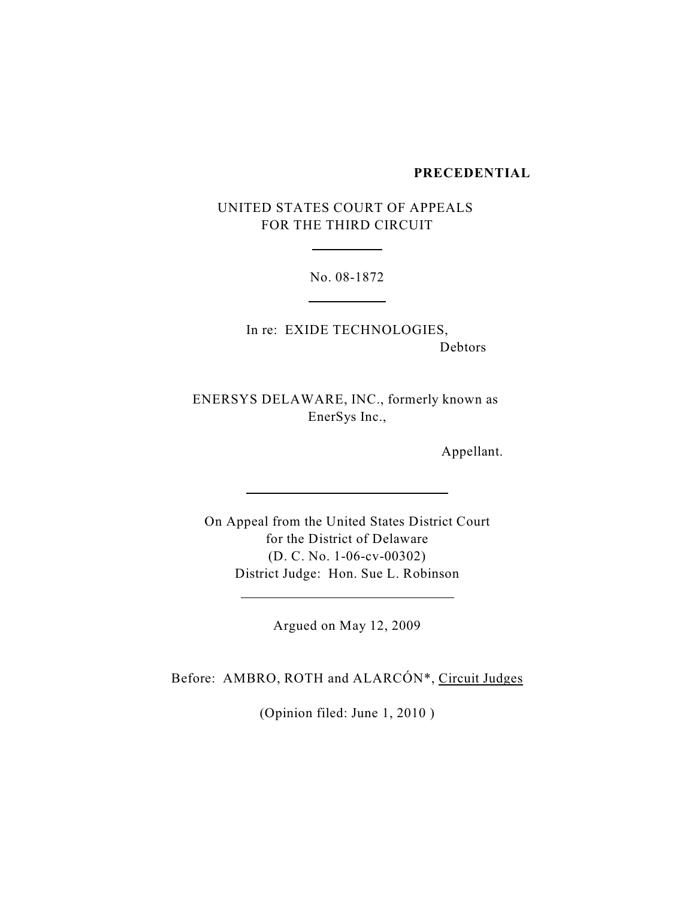**PRECEDENTIAL**

UNITED STATES COURT OF APPEALS
FOR THE THIRD CIRCUIT

---

No. 08-1872

---

In re: EXIDE TECHNOLOGIES,
Debtors

ENERSYS DELAWARE, INC., formerly known as
EnerSys Inc.,

Appellant.

---

On Appeal from the United States District Court
for the District of Delaware
(D. C. No. 1-06-cv-00302)
District Judge: Hon. Sue L. Robinson

---

Argued on May 12, 2009

Before: AMBRO, ROTH and ALARCÓN*, Circuit Judges

(Opinion filed: June 1, 2010 )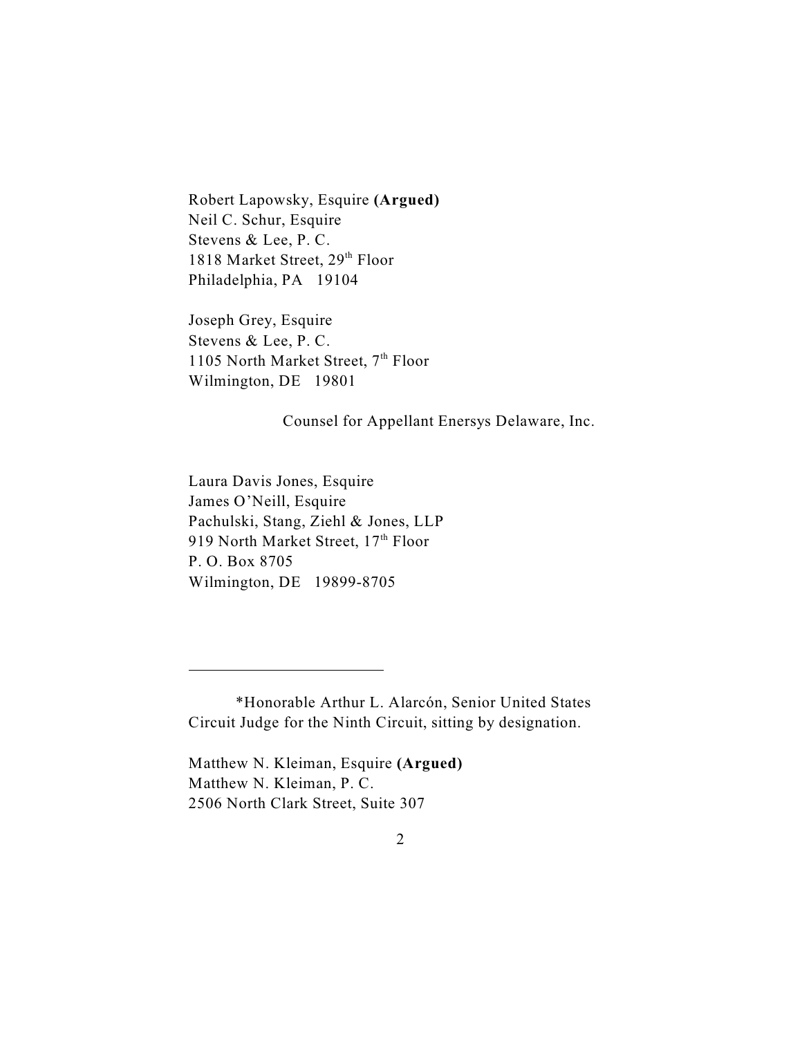Robert Lapowsky, Esquire **(Argued)**
Neil C. Schur, Esquire
Stevens & Lee, P. C.
1818 Market Street, 29th Floor
Philadelphia, PA 19104

Joseph Grey, Esquire
Stevens & Lee, P. C.
1105 North Market Street, 7th Floor
Wilmington, DE 19801

Counsel for Appellant Enersys Delaware, Inc.

Laura Davis Jones, Esquire
James O'Neill, Esquire
Pachulski, Stang, Ziehl & Jones, LLP
919 North Market Street, 17th Floor
P. O. Box 8705
Wilmington, DE 19899-8705

---

*Honorable Arthur L. Alarcón, Senior United States Circuit Judge for the Ninth Circuit, sitting by designation.

Matthew N. Kleiman, Esquire **(Argued)**
Matthew N. Kleiman, P. C.
2506 North Clark Street, Suite 307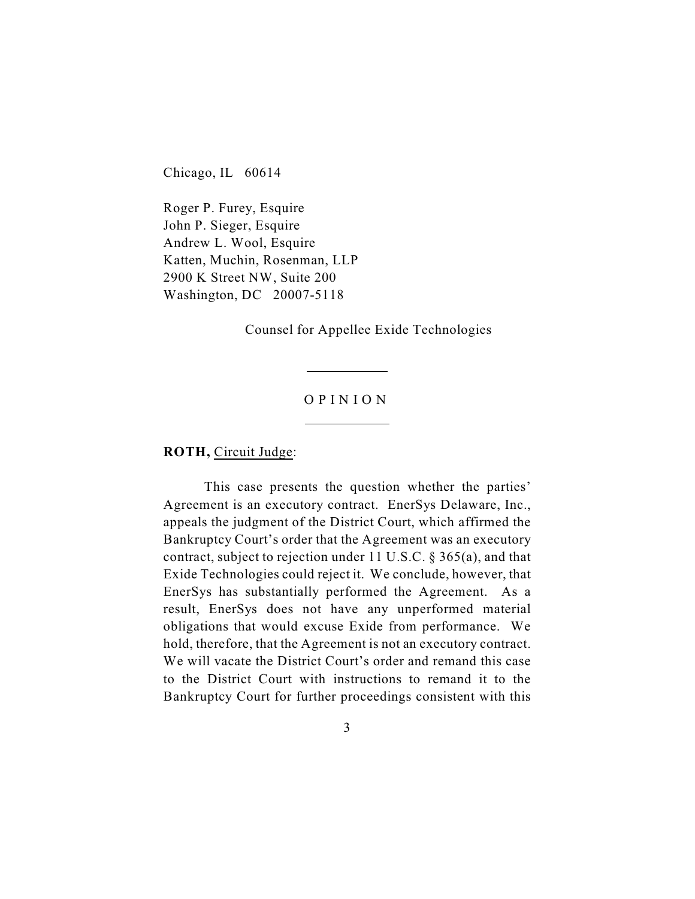Chicago, IL 60614

Roger P. Furey, Esquire
John P. Sieger, Esquire
Andrew L. Wool, Esquire
Katten, Muchin, Rosenman, LLP
2900 K Street NW, Suite 200
Washington, DC 20007-5118

Counsel for Appellee Exide Technologies

---

O P I N I O N

---

**ROTH,** Circuit Judge:

This case presents the question whether the parties' Agreement is an executory contract. EnerSys Delaware, Inc., appeals the judgment of the District Court, which affirmed the Bankruptcy Court's order that the Agreement was an executory contract, subject to rejection under 11 U.S.C. § 365(a), and that Exide Technologies could reject it. We conclude, however, that EnerSys has substantially performed the Agreement. As a result, EnerSys does not have any unperformed material obligations that would excuse Exide from performance. We hold, therefore, that the Agreement is not an executory contract. We will vacate the District Court's order and remand this case to the District Court with instructions to remand it to the Bankruptcy Court for further proceedings consistent with this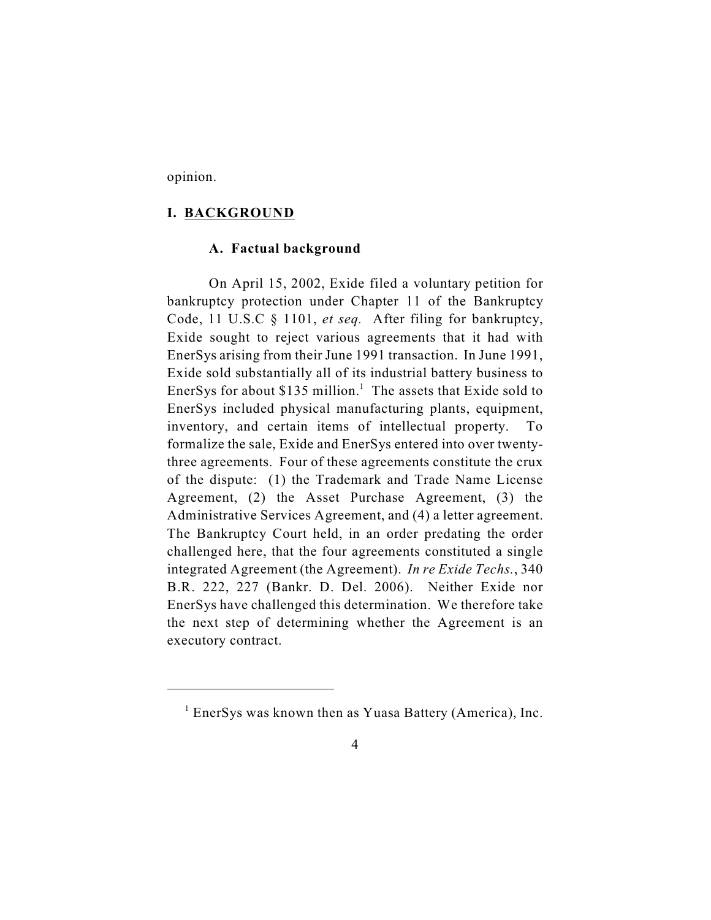opinion.

## I. BACKGROUND

### A. Factual background

On April 15, 2002, Exide filed a voluntary petition for bankruptcy protection under Chapter 11 of the Bankruptcy Code, 11 U.S.C § 1101, *et seq.* After filing for bankruptcy, Exide sought to reject various agreements that it had with EnerSys arising from their June 1991 transaction. In June 1991, Exide sold substantially all of its industrial battery business to EnerSys for about $135 million.[1] The assets that Exide sold to EnerSys included physical manufacturing plants, equipment, inventory, and certain items of intellectual property. To formalize the sale, Exide and EnerSys entered into over twenty-three agreements. Four of these agreements constitute the crux of the dispute: (1) the Trademark and Trade Name License Agreement, (2) the Asset Purchase Agreement, (3) the Administrative Services Agreement, and (4) a letter agreement. The Bankruptcy Court held, in an order predating the order challenged here, that the four agreements constituted a single integrated Agreement (the Agreement). *In re Exide Techs.*, 340 B.R. 222, 227 (Bankr. D. Del. 2006). Neither Exide nor EnerSys have challenged this determination. We therefore take the next step of determining whether the Agreement is an executory contract.

[1] EnerSys was known then as Yuasa Battery (America), Inc.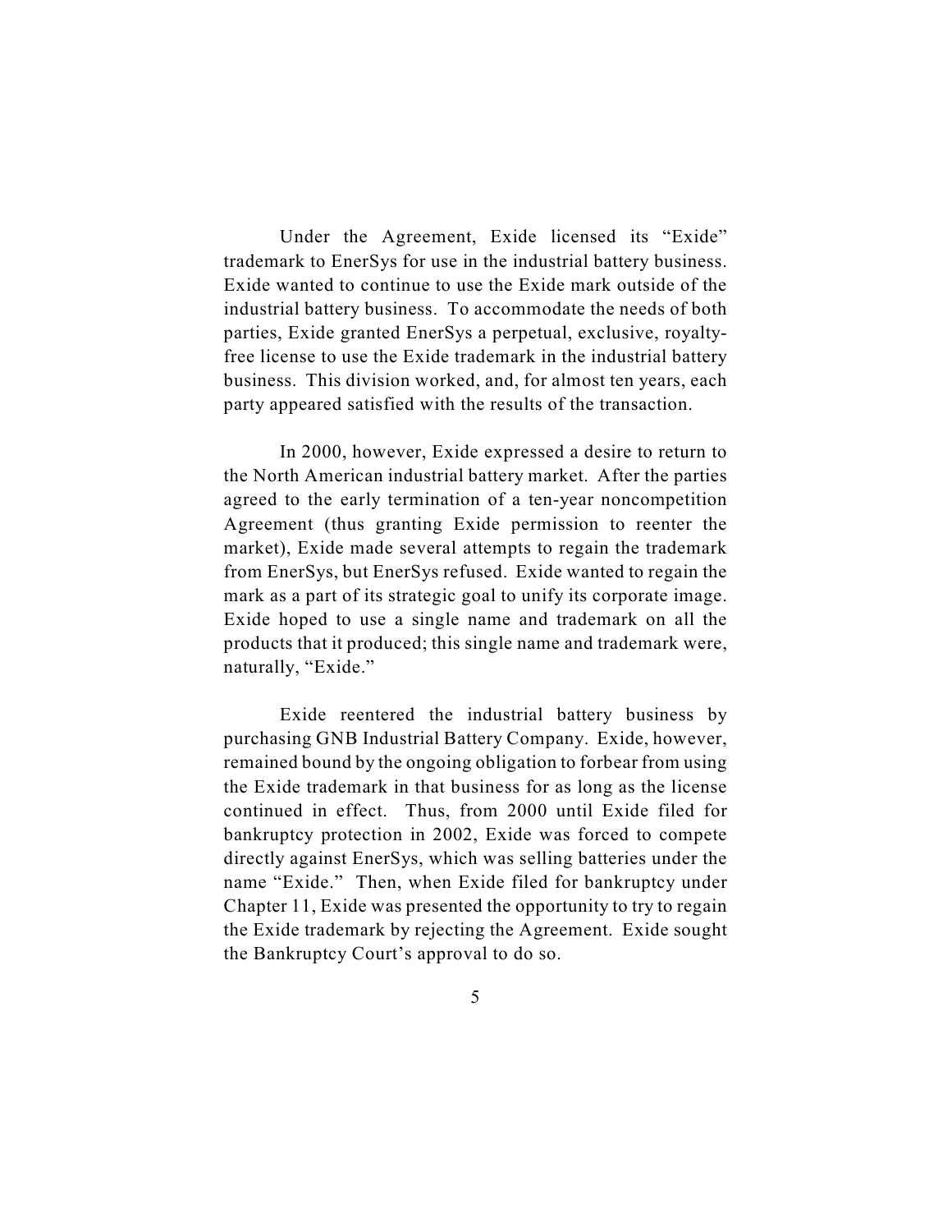Under the Agreement, Exide licensed its "Exide" trademark to EnerSys for use in the industrial battery business. Exide wanted to continue to use the Exide mark outside of the industrial battery business. To accommodate the needs of both parties, Exide granted EnerSys a perpetual, exclusive, royalty-free license to use the Exide trademark in the industrial battery business. This division worked, and, for almost ten years, each party appeared satisfied with the results of the transaction.

In 2000, however, Exide expressed a desire to return to the North American industrial battery market. After the parties agreed to the early termination of a ten-year noncompetition Agreement (thus granting Exide permission to reenter the market), Exide made several attempts to regain the trademark from EnerSys, but EnerSys refused. Exide wanted to regain the mark as a part of its strategic goal to unify its corporate image. Exide hoped to use a single name and trademark on all the products that it produced; this single name and trademark were, naturally, "Exide."

Exide reentered the industrial battery business by purchasing GNB Industrial Battery Company. Exide, however, remained bound by the ongoing obligation to forbear from using the Exide trademark in that business for as long as the license continued in effect. Thus, from 2000 until Exide filed for bankruptcy protection in 2002, Exide was forced to compete directly against EnerSys, which was selling batteries under the name "Exide." Then, when Exide filed for bankruptcy under Chapter 11, Exide was presented the opportunity to try to regain the Exide trademark by rejecting the Agreement. Exide sought the Bankruptcy Court's approval to do so.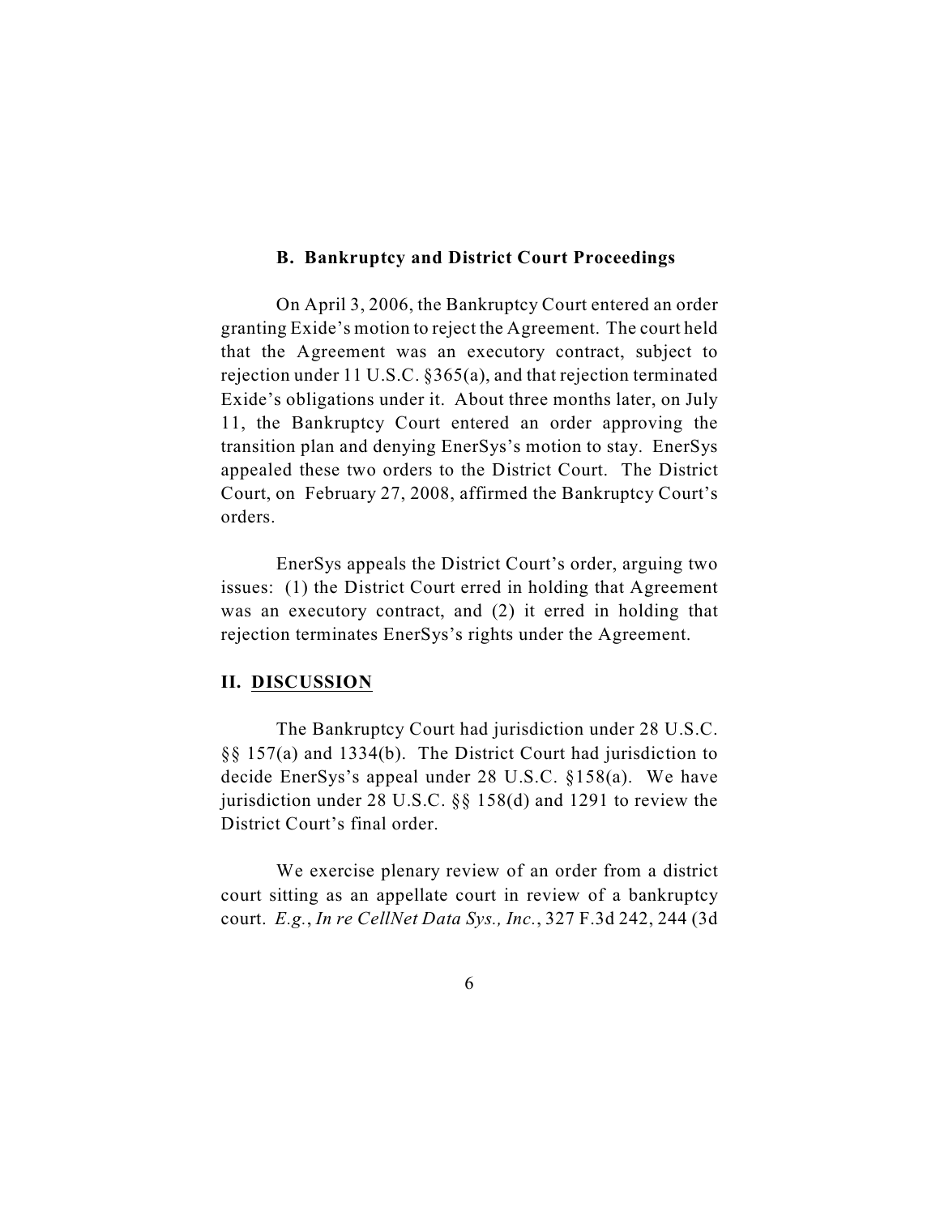### B. Bankruptcy and District Court Proceedings

On April 3, 2006, the Bankruptcy Court entered an order granting Exide's motion to reject the Agreement. The court held that the Agreement was an executory contract, subject to rejection under 11 U.S.C. §365(a), and that rejection terminated Exide's obligations under it. About three months later, on July 11, the Bankruptcy Court entered an order approving the transition plan and denying EnerSys's motion to stay. EnerSys appealed these two orders to the District Court. The District Court, on February 27, 2008, affirmed the Bankruptcy Court's orders.

EnerSys appeals the District Court's order, arguing two issues: (1) the District Court erred in holding that Agreement was an executory contract, and (2) it erred in holding that rejection terminates EnerSys's rights under the Agreement.

## II. DISCUSSION

The Bankruptcy Court had jurisdiction under 28 U.S.C. §§ 157(a) and 1334(b). The District Court had jurisdiction to decide EnerSys's appeal under 28 U.S.C. §158(a). We have jurisdiction under 28 U.S.C. §§ 158(d) and 1291 to review the District Court's final order.

We exercise plenary review of an order from a district court sitting as an appellate court in review of a bankruptcy court. *E.g.*, *In re CellNet Data Sys., Inc.*, 327 F.3d 242, 244 (3d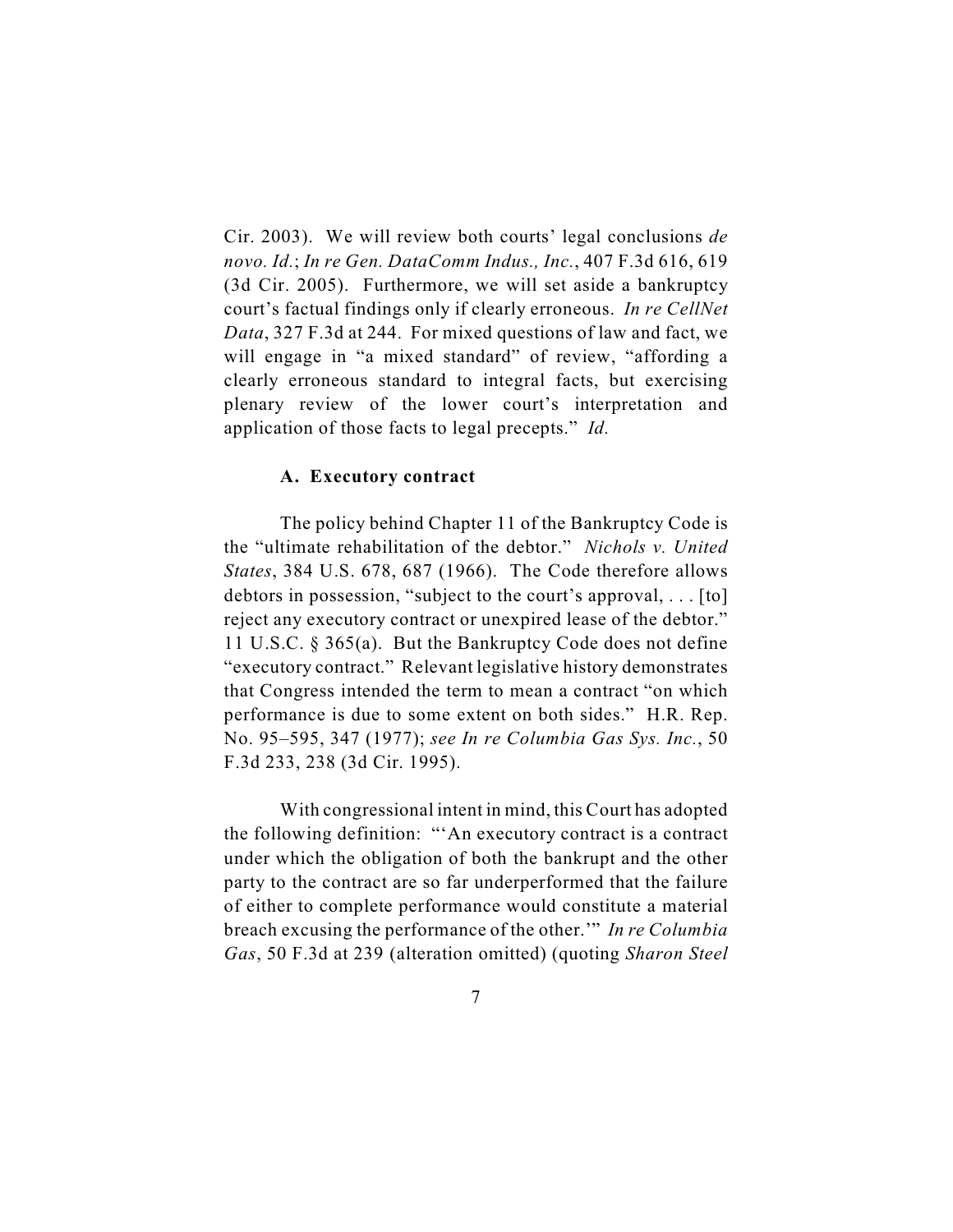Cir. 2003). We will review both courts' legal conclusions *de novo*. *Id.*; *In re Gen. DataComm Indus., Inc.*, 407 F.3d 616, 619 (3d Cir. 2005). Furthermore, we will set aside a bankruptcy court's factual findings only if clearly erroneous. *In re CellNet Data*, 327 F.3d at 244. For mixed questions of law and fact, we will engage in "a mixed standard" of review, "affording a clearly erroneous standard to integral facts, but exercising plenary review of the lower court's interpretation and application of those facts to legal precepts." *Id.*

### A. Executory contract

The policy behind Chapter 11 of the Bankruptcy Code is the "ultimate rehabilitation of the debtor." *Nichols v. United States*, 384 U.S. 678, 687 (1966). The Code therefore allows debtors in possession, "subject to the court's approval, . . . [to] reject any executory contract or unexpired lease of the debtor." 11 U.S.C. § 365(a). But the Bankruptcy Code does not define "executory contract." Relevant legislative history demonstrates that Congress intended the term to mean a contract "on which performance is due to some extent on both sides." H.R. Rep. No. 95–595, 347 (1977); *see In re Columbia Gas Sys. Inc.*, 50 F.3d 233, 238 (3d Cir. 1995).

With congressional intent in mind, this Court has adopted the following definition: "'An executory contract is a contract under which the obligation of both the bankrupt and the other party to the contract are so far underperformed that the failure of either to complete performance would constitute a material breach excusing the performance of the other.'" *In re Columbia Gas*, 50 F.3d at 239 (alteration omitted) (quoting *Sharon Steel*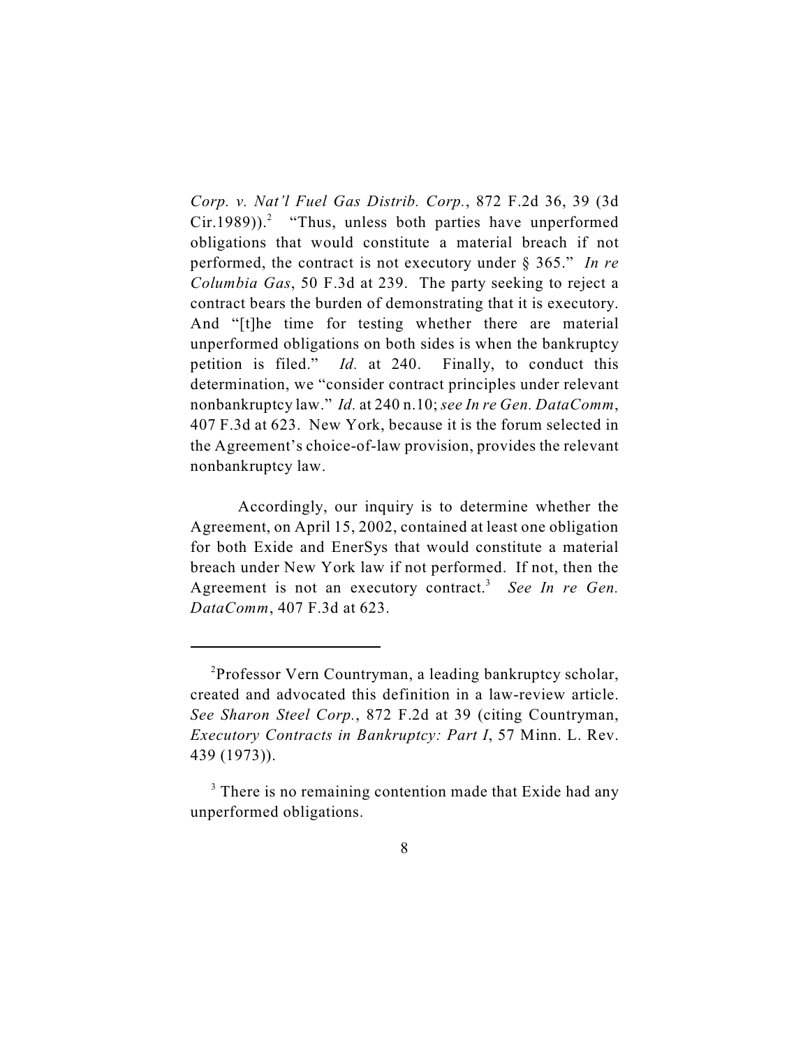*Corp. v. Nat'l Fuel Gas Distrib. Corp.*, 872 F.2d 36, 39 (3d Cir.1989)).[2] "Thus, unless both parties have unperformed obligations that would constitute a material breach if not performed, the contract is not executory under § 365." *In re Columbia Gas*, 50 F.3d at 239. The party seeking to reject a contract bears the burden of demonstrating that it is executory. And "[t]he time for testing whether there are material unperformed obligations on both sides is when the bankruptcy petition is filed." *Id.* at 240. Finally, to conduct this determination, we "consider contract principles under relevant nonbankruptcy law." *Id.* at 240 n.10; *see In re Gen. DataComm*, 407 F.3d at 623. New York, because it is the forum selected in the Agreement's choice-of-law provision, provides the relevant nonbankruptcy law.

Accordingly, our inquiry is to determine whether the Agreement, on April 15, 2002, contained at least one obligation for both Exide and EnerSys that would constitute a material breach under New York law if not performed. If not, then the Agreement is not an executory contract.[3] *See In re Gen. DataComm*, 407 F.3d at 623.

---

[2] Professor Vern Countryman, a leading bankruptcy scholar, created and advocated this definition in a law-review article. *See Sharon Steel Corp.*, 872 F.2d at 39 (citing Countryman, *Executory Contracts in Bankruptcy: Part I*, 57 Minn. L. Rev. 439 (1973)).

[3] There is no remaining contention made that Exide had any unperformed obligations.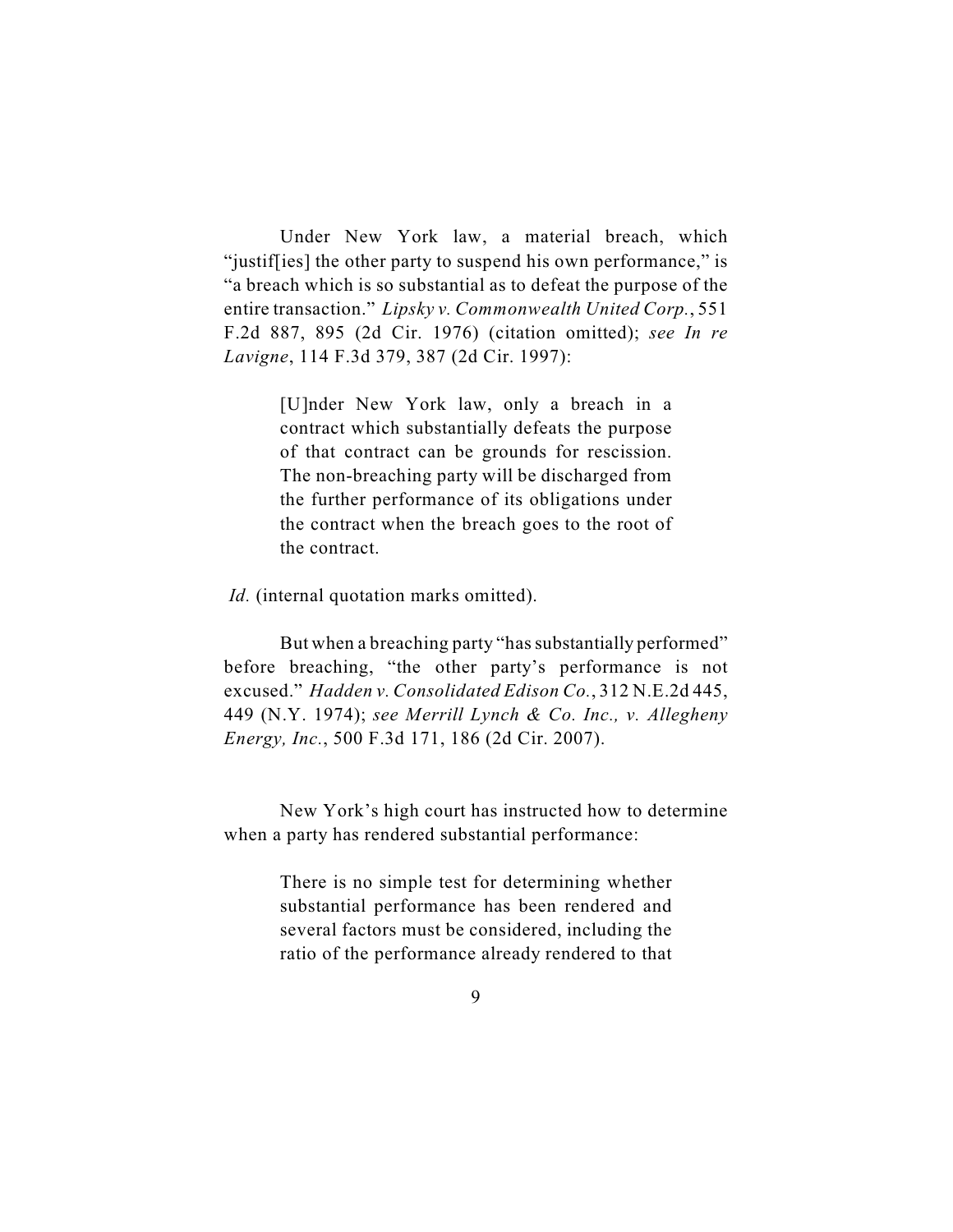Under New York law, a material breach, which "justif[ies] the other party to suspend his own performance," is "a breach which is so substantial as to defeat the purpose of the entire transaction." *Lipsky v. Commonwealth United Corp.*, 551 F.2d 887, 895 (2d Cir. 1976) (citation omitted); *see In re Lavigne*, 114 F.3d 379, 387 (2d Cir. 1997):

> [U]nder New York law, only a breach in a contract which substantially defeats the purpose of that contract can be grounds for rescission. The non-breaching party will be discharged from the further performance of its obligations under the contract when the breach goes to the root of the contract.

*Id.* (internal quotation marks omitted).

But when a breaching party "has substantially performed" before breaching, "the other party's performance is not excused." *Hadden v. Consolidated Edison Co.*, 312 N.E.2d 445, 449 (N.Y. 1974); *see Merrill Lynch & Co. Inc., v. Allegheny Energy, Inc.*, 500 F.3d 171, 186 (2d Cir. 2007).

New York's high court has instructed how to determine when a party has rendered substantial performance:

> There is no simple test for determining whether substantial performance has been rendered and several factors must be considered, including the ratio of the performance already rendered to that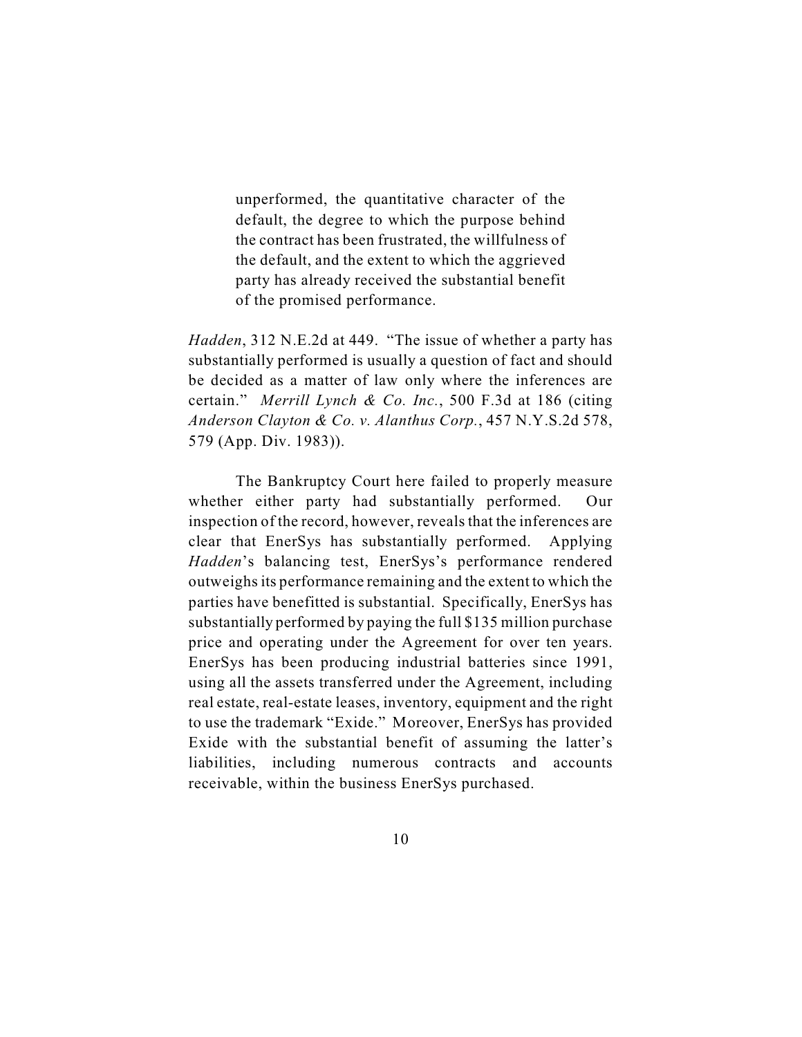> unperformed, the quantitative character of the default, the degree to which the purpose behind the contract has been frustrated, the willfulness of the default, and the extent to which the aggrieved party has already received the substantial benefit of the promised performance.

*Hadden*, 312 N.E.2d at 449. "The issue of whether a party has substantially performed is usually a question of fact and should be decided as a matter of law only where the inferences are certain." *Merrill Lynch & Co. Inc.*, 500 F.3d at 186 (citing *Anderson Clayton & Co. v. Alanthus Corp.*, 457 N.Y.S.2d 578, 579 (App. Div. 1983)).

The Bankruptcy Court here failed to properly measure whether either party had substantially performed. Our inspection of the record, however, reveals that the inferences are clear that EnerSys has substantially performed. Applying *Hadden*'s balancing test, EnerSys's performance rendered outweighs its performance remaining and the extent to which the parties have benefitted is substantial. Specifically, EnerSys has substantially performed by paying the full $135 million purchase price and operating under the Agreement for over ten years. EnerSys has been producing industrial batteries since 1991, using all the assets transferred under the Agreement, including real estate, real-estate leases, inventory, equipment and the right to use the trademark "Exide." Moreover, EnerSys has provided Exide with the substantial benefit of assuming the latter's liabilities, including numerous contracts and accounts receivable, within the business EnerSys purchased.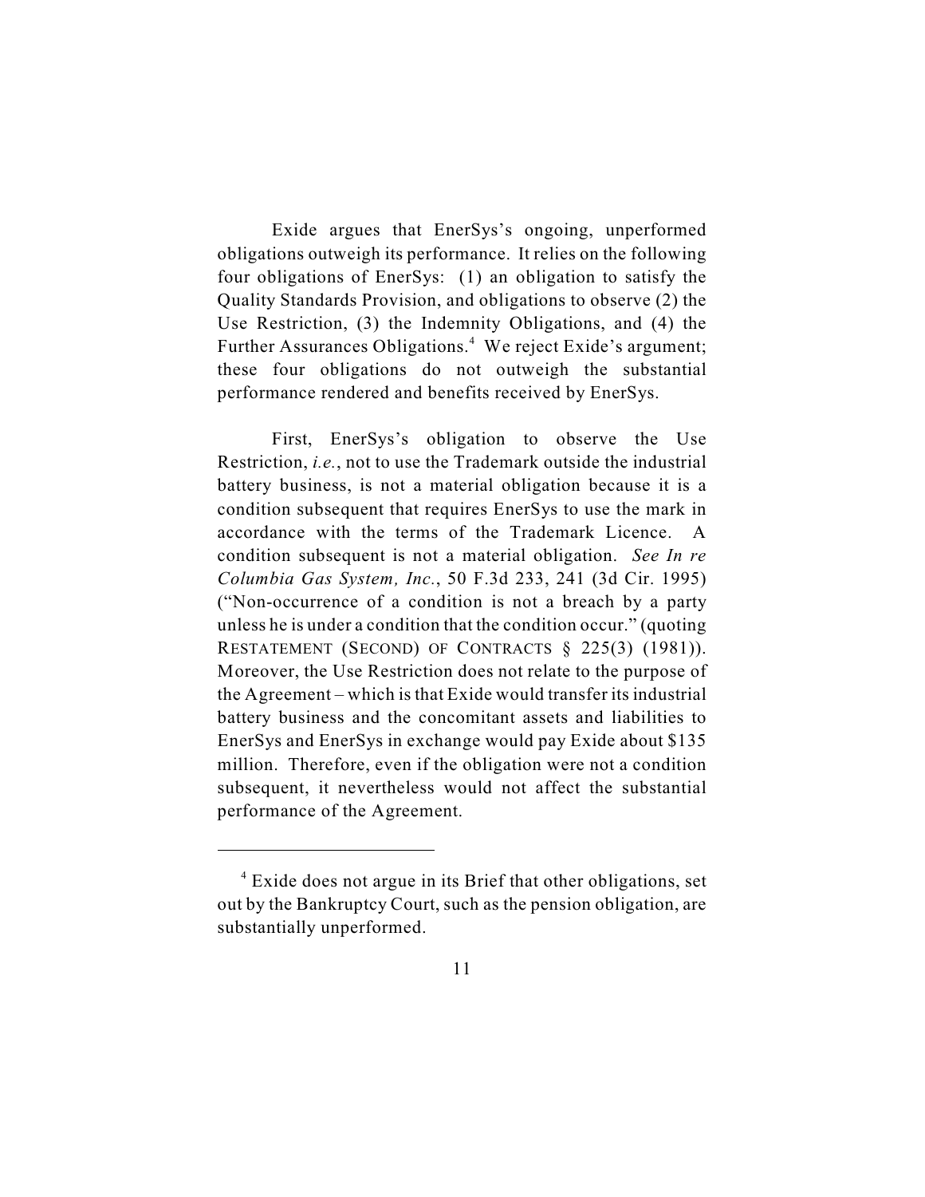Exide argues that EnerSys's ongoing, unperformed obligations outweigh its performance. It relies on the following four obligations of EnerSys: (1) an obligation to satisfy the Quality Standards Provision, and obligations to observe (2) the Use Restriction, (3) the Indemnity Obligations, and (4) the Further Assurances Obligations.[4] We reject Exide's argument; these four obligations do not outweigh the substantial performance rendered and benefits received by EnerSys.

First, EnerSys's obligation to observe the Use Restriction, *i.e.*, not to use the Trademark outside the industrial battery business, is not a material obligation because it is a condition subsequent that requires EnerSys to use the mark in accordance with the terms of the Trademark Licence. A condition subsequent is not a material obligation. *See In re Columbia Gas System, Inc.*, 50 F.3d 233, 241 (3d Cir. 1995) ("Non-occurrence of a condition is not a breach by a party unless he is under a condition that the condition occur." (quoting RESTATEMENT (SECOND) OF CONTRACTS § 225(3) (1981)). Moreover, the Use Restriction does not relate to the purpose of the Agreement – which is that Exide would transfer its industrial battery business and the concomitant assets and liabilities to EnerSys and EnerSys in exchange would pay Exide about $135 million. Therefore, even if the obligation were not a condition subsequent, it nevertheless would not affect the substantial performance of the Agreement.

[4] Exide does not argue in its Brief that other obligations, set out by the Bankruptcy Court, such as the pension obligation, are substantially unperformed.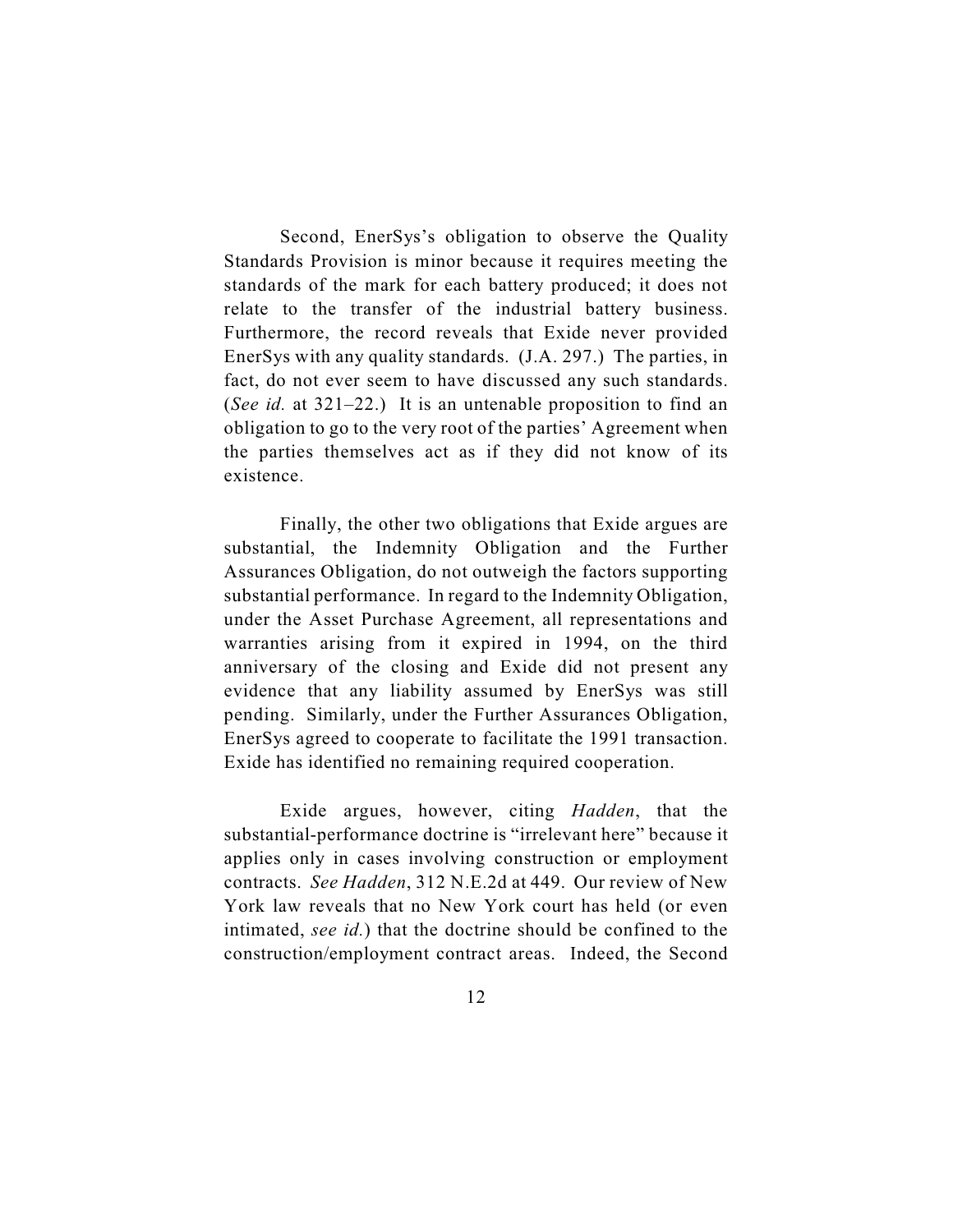Second, EnerSys's obligation to observe the Quality Standards Provision is minor because it requires meeting the standards of the mark for each battery produced; it does not relate to the transfer of the industrial battery business. Furthermore, the record reveals that Exide never provided EnerSys with any quality standards. (J.A. 297.) The parties, in fact, do not ever seem to have discussed any such standards. (*See id.* at 321–22.) It is an untenable proposition to find an obligation to go to the very root of the parties' Agreement when the parties themselves act as if they did not know of its existence.

Finally, the other two obligations that Exide argues are substantial, the Indemnity Obligation and the Further Assurances Obligation, do not outweigh the factors supporting substantial performance. In regard to the Indemnity Obligation, under the Asset Purchase Agreement, all representations and warranties arising from it expired in 1994, on the third anniversary of the closing and Exide did not present any evidence that any liability assumed by EnerSys was still pending. Similarly, under the Further Assurances Obligation, EnerSys agreed to cooperate to facilitate the 1991 transaction. Exide has identified no remaining required cooperation.

Exide argues, however, citing *Hadden*, that the substantial-performance doctrine is "irrelevant here" because it applies only in cases involving construction or employment contracts. *See Hadden*, 312 N.E.2d at 449. Our review of New York law reveals that no New York court has held (or even intimated, *see id.*) that the doctrine should be confined to the construction/employment contract areas. Indeed, the Second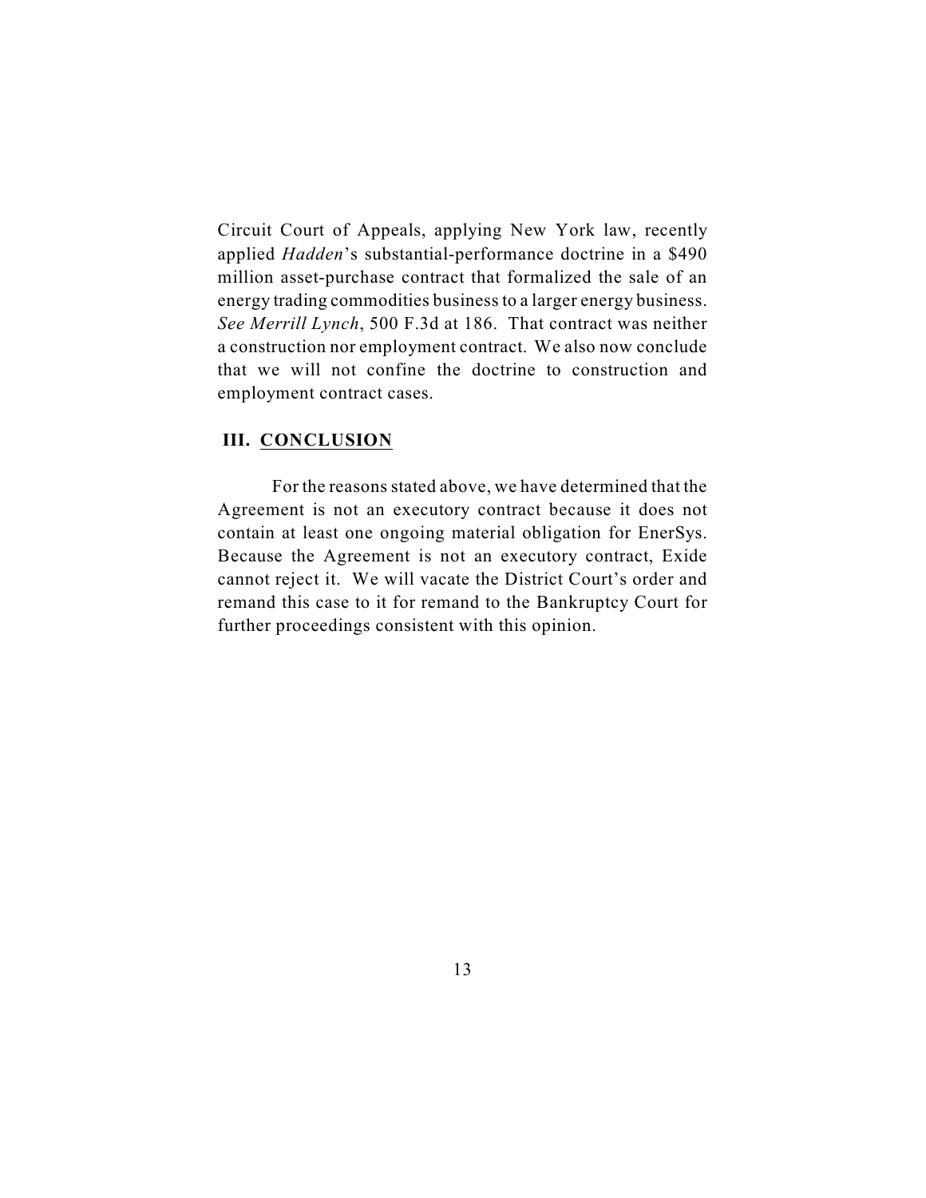Circuit Court of Appeals, applying New York law, recently applied *Hadden*'s substantial-performance doctrine in a $490 million asset-purchase contract that formalized the sale of an energy trading commodities business to a larger energy business. *See Merrill Lynch*, 500 F.3d at 186. That contract was neither a construction nor employment contract. We also now conclude that we will not confine the doctrine to construction and employment contract cases.

## III. CONCLUSION

For the reasons stated above, we have determined that the Agreement is not an executory contract because it does not contain at least one ongoing material obligation for EnerSys. Because the Agreement is not an executory contract, Exide cannot reject it. We will vacate the District Court's order and remand this case to it for remand to the Bankruptcy Court for further proceedings consistent with this opinion.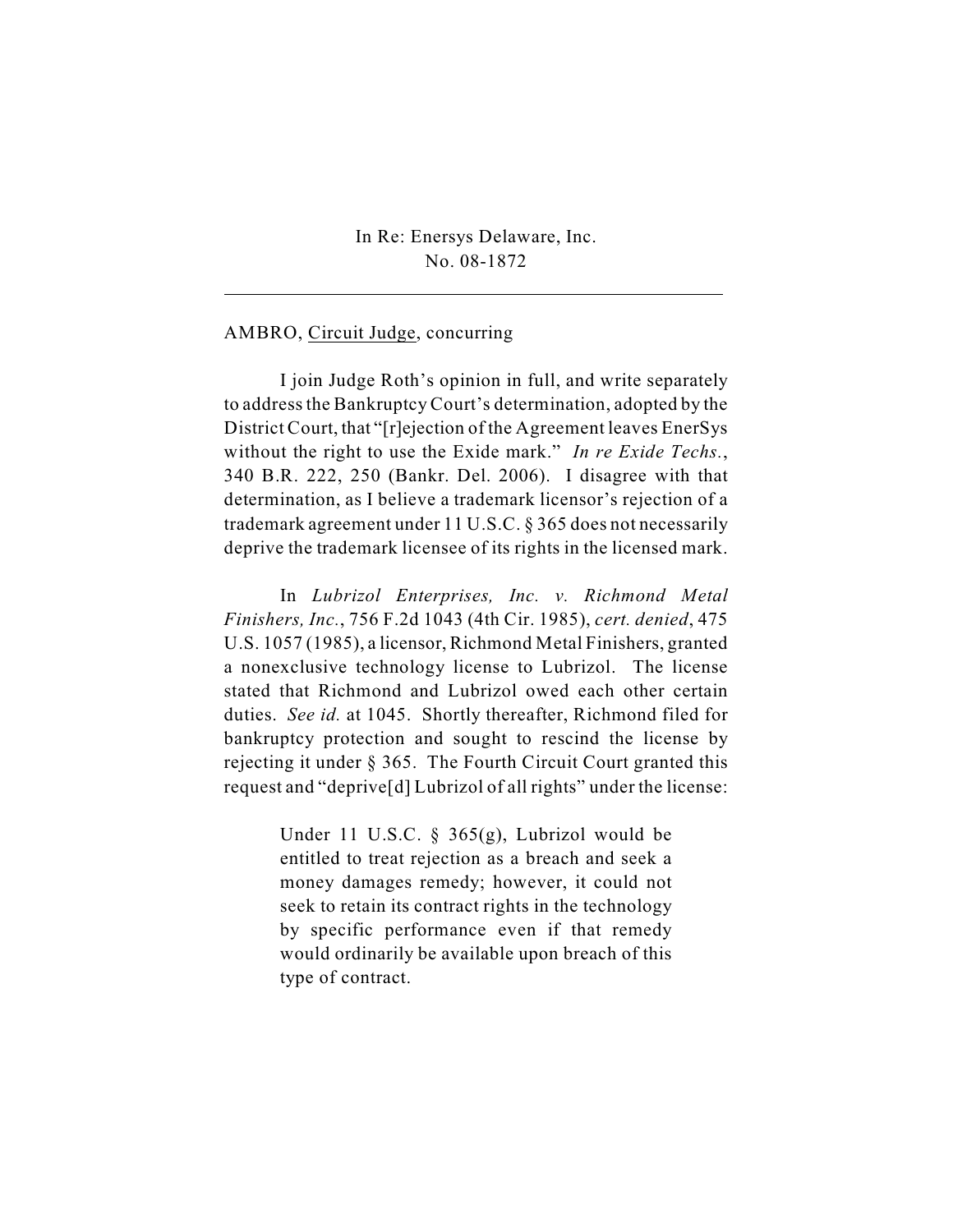In Re: Enersys Delaware, Inc.
No. 08-1872

---

AMBRO, Circuit Judge, concurring

I join Judge Roth's opinion in full, and write separately to address the Bankruptcy Court's determination, adopted by the District Court, that "[r]ejection of the Agreement leaves EnerSys without the right to use the Exide mark." *In re Exide Techs.*, 340 B.R. 222, 250 (Bankr. Del. 2006). I disagree with that determination, as I believe a trademark licensor's rejection of a trademark agreement under 11 U.S.C. § 365 does not necessarily deprive the trademark licensee of its rights in the licensed mark.

In *Lubrizol Enterprises, Inc. v. Richmond Metal Finishers, Inc.*, 756 F.2d 1043 (4th Cir. 1985), *cert. denied*, 475 U.S. 1057 (1985), a licensor, Richmond Metal Finishers, granted a nonexclusive technology license to Lubrizol. The license stated that Richmond and Lubrizol owed each other certain duties. *See id.* at 1045. Shortly thereafter, Richmond filed for bankruptcy protection and sought to rescind the license by rejecting it under § 365. The Fourth Circuit Court granted this request and "deprive[d] Lubrizol of all rights" under the license:

> Under 11 U.S.C. § 365(g), Lubrizol would be entitled to treat rejection as a breach and seek a money damages remedy; however, it could not seek to retain its contract rights in the technology by specific performance even if that remedy would ordinarily be available upon breach of this type of contract.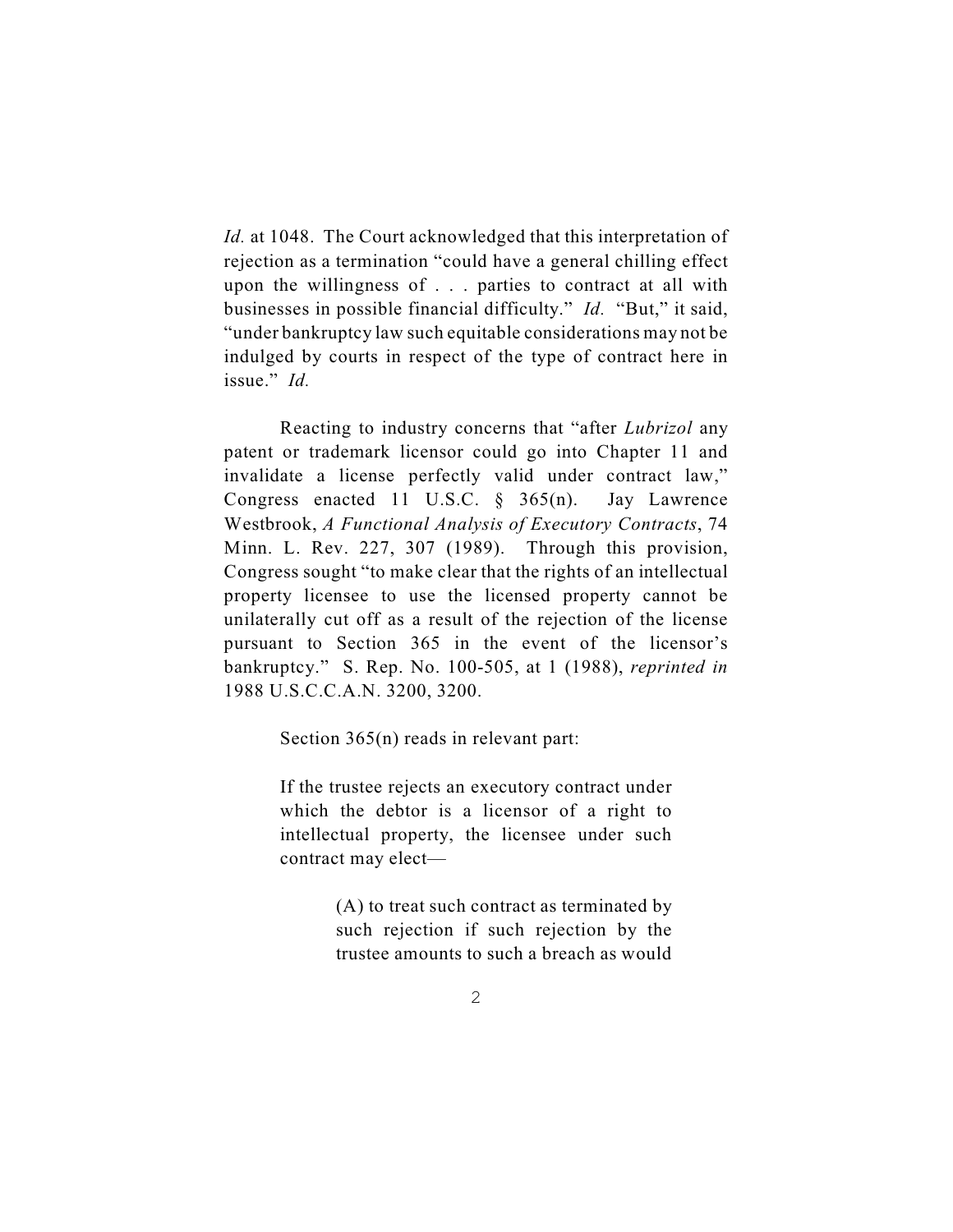*Id.* at 1048. The Court acknowledged that this interpretation of rejection as a termination "could have a general chilling effect upon the willingness of . . . parties to contract at all with businesses in possible financial difficulty." *Id.* "But," it said, "under bankruptcy law such equitable considerations may not be indulged by courts in respect of the type of contract here in issue." *Id.*

Reacting to industry concerns that "after *Lubrizol* any patent or trademark licensor could go into Chapter 11 and invalidate a license perfectly valid under contract law," Congress enacted 11 U.S.C. § 365(n). Jay Lawrence Westbrook, *A Functional Analysis of Executory Contracts*, 74 Minn. L. Rev. 227, 307 (1989). Through this provision, Congress sought "to make clear that the rights of an intellectual property licensee to use the licensed property cannot be unilaterally cut off as a result of the rejection of the license pursuant to Section 365 in the event of the licensor's bankruptcy." S. Rep. No. 100-505, at 1 (1988), *reprinted in* 1988 U.S.C.C.A.N. 3200, 3200.

Section 365(n) reads in relevant part:

> If the trustee rejects an executory contract under which the debtor is a licensor of a right to intellectual property, the licensee under such contract may elect—
>
> > (A) to treat such contract as terminated by such rejection if such rejection by the trustee amounts to such a breach as would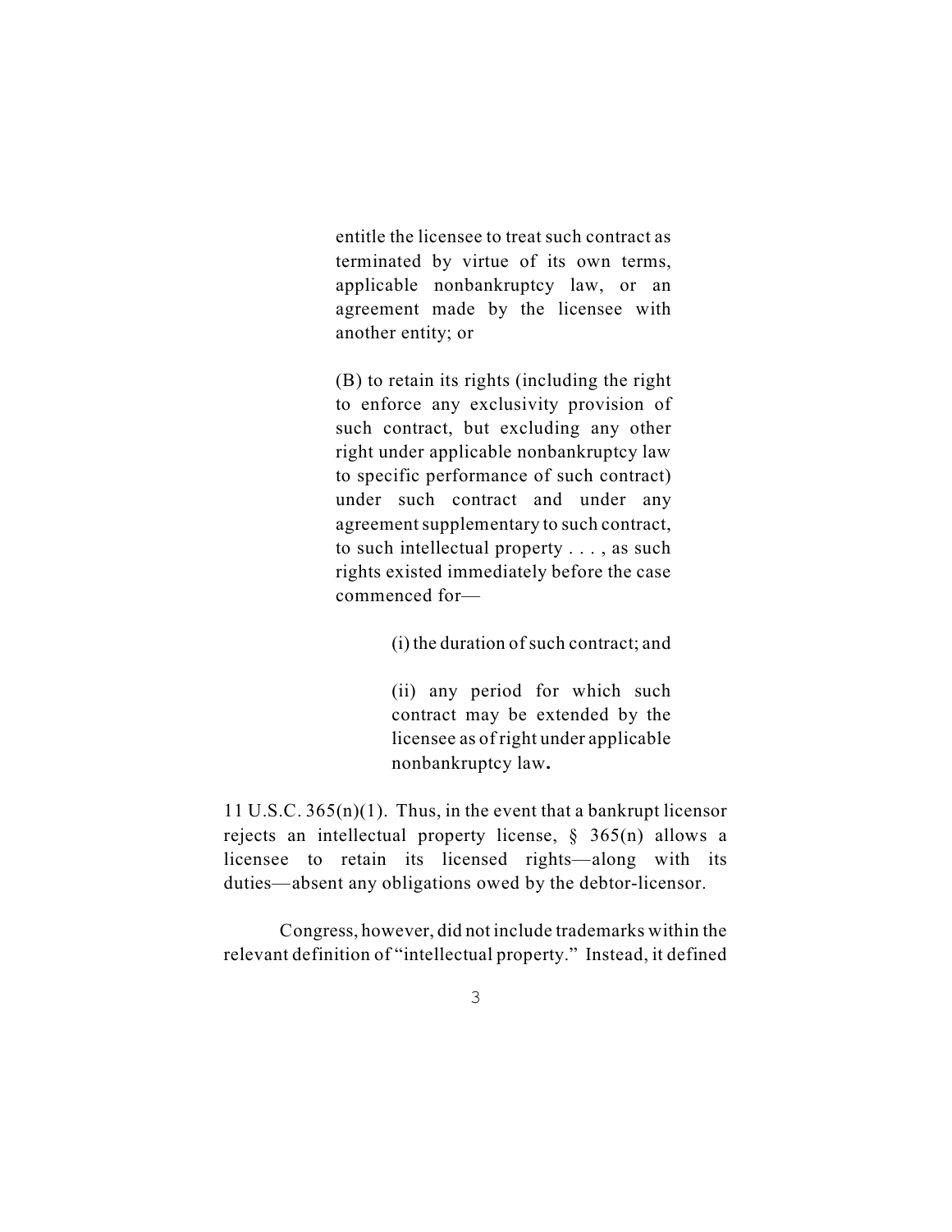> entitle the licensee to treat such contract as terminated by virtue of its own terms, applicable nonbankruptcy law, or an agreement made by the licensee with another entity; or
>
> (B) to retain its rights (including the right to enforce any exclusivity provision of such contract, but excluding any other right under applicable nonbankruptcy law to specific performance of such contract) under such contract and under any agreement supplementary to such contract, to such intellectual property . . . , as such rights existed immediately before the case commenced for—
>
> > (i) the duration of such contract; and
> >
> > (ii) any period for which such contract may be extended by the licensee as of right under applicable nonbankruptcy law.

11 U.S.C. 365(n)(1). Thus, in the event that a bankrupt licensor rejects an intellectual property license, § 365(n) allows a licensee to retain its licensed rights—along with its duties—absent any obligations owed by the debtor-licensor.

Congress, however, did not include trademarks within the relevant definition of "intellectual property." Instead, it defined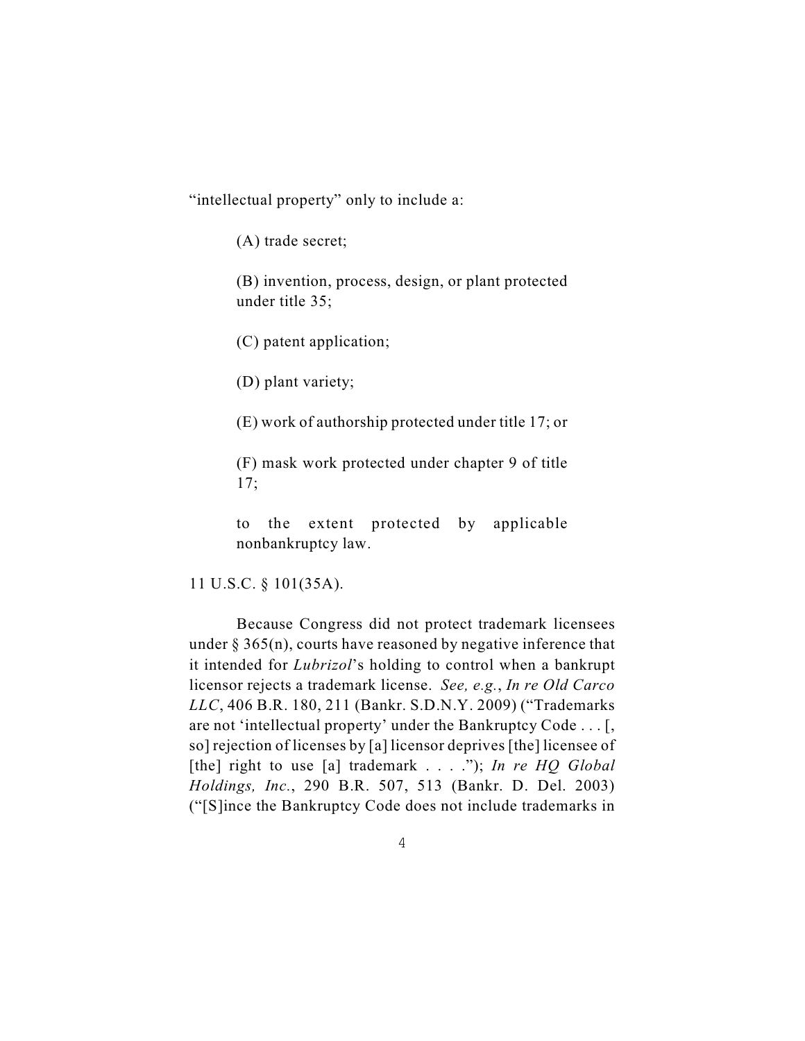"intellectual property" only to include a:

> (A) trade secret;
>
> (B) invention, process, design, or plant protected under title 35;
>
> (C) patent application;
>
> (D) plant variety;
>
> (E) work of authorship protected under title 17; or
>
> (F) mask work protected under chapter 9 of title 17;
>
> to the extent protected by applicable nonbankruptcy law.

11 U.S.C. § 101(35A).

Because Congress did not protect trademark licensees under § 365(n), courts have reasoned by negative inference that it intended for *Lubrizol*'s holding to control when a bankrupt licensor rejects a trademark license. *See, e.g.*, *In re Old Carco LLC*, 406 B.R. 180, 211 (Bankr. S.D.N.Y. 2009) ("Trademarks are not 'intellectual property' under the Bankruptcy Code . . . [, so] rejection of licenses by [a] licensor deprives [the] licensee of [the] right to use [a] trademark . . . ."); *In re HQ Global Holdings, Inc.*, 290 B.R. 507, 513 (Bankr. D. Del. 2003) ("[S]ince the Bankruptcy Code does not include trademarks in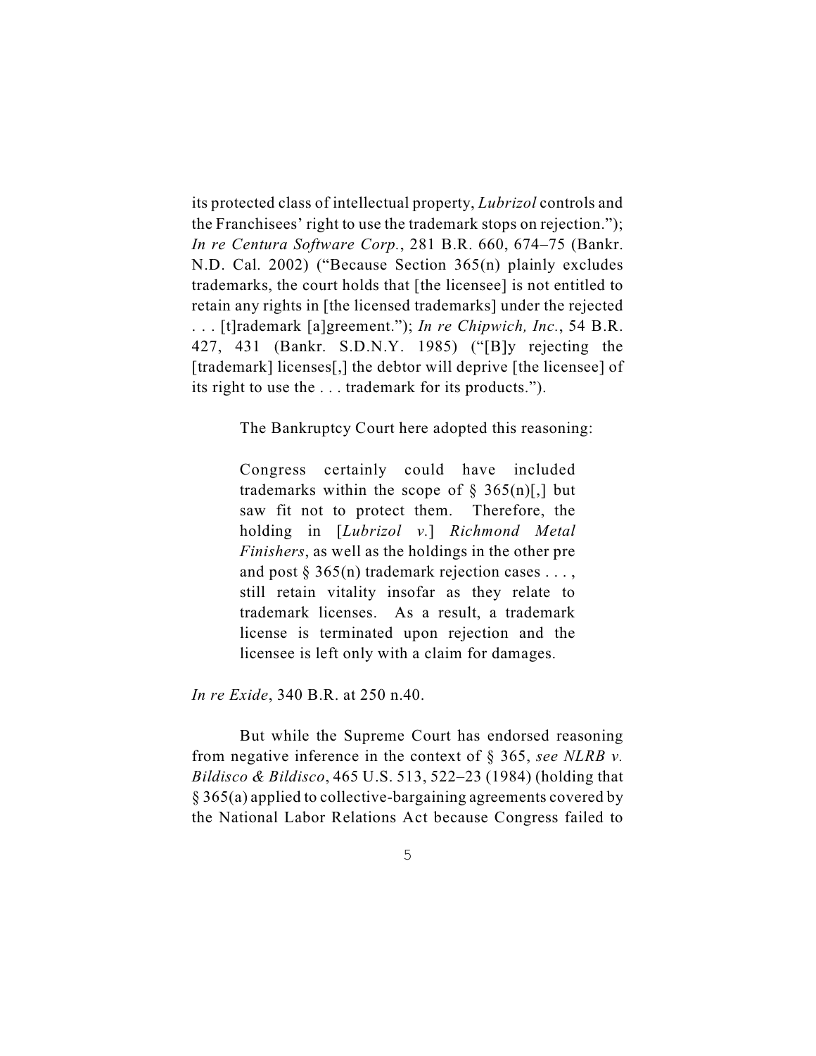its protected class of intellectual property, *Lubrizol* controls and the Franchisees' right to use the trademark stops on rejection."); *In re Centura Software Corp.*, 281 B.R. 660, 674–75 (Bankr. N.D. Cal. 2002) ("Because Section 365(n) plainly excludes trademarks, the court holds that [the licensee] is not entitled to retain any rights in [the licensed trademarks] under the rejected . . . [t]rademark [a]greement."); *In re Chipwich, Inc.*, 54 B.R. 427, 431 (Bankr. S.D.N.Y. 1985) ("[B]y rejecting the [trademark] licenses[,] the debtor will deprive [the licensee] of its right to use the . . . trademark for its products.").

The Bankruptcy Court here adopted this reasoning:

> Congress certainly could have included trademarks within the scope of § 365(n)[,] but saw fit not to protect them. Therefore, the holding in [*Lubrizol v.*] *Richmond Metal Finishers*, as well as the holdings in the other pre and post § 365(n) trademark rejection cases . . . , still retain vitality insofar as they relate to trademark licenses. As a result, a trademark license is terminated upon rejection and the licensee is left only with a claim for damages.

*In re Exide*, 340 B.R. at 250 n.40.

But while the Supreme Court has endorsed reasoning from negative inference in the context of § 365, *see NLRB v. Bildisco & Bildisco*, 465 U.S. 513, 522–23 (1984) (holding that § 365(a) applied to collective-bargaining agreements covered by the National Labor Relations Act because Congress failed to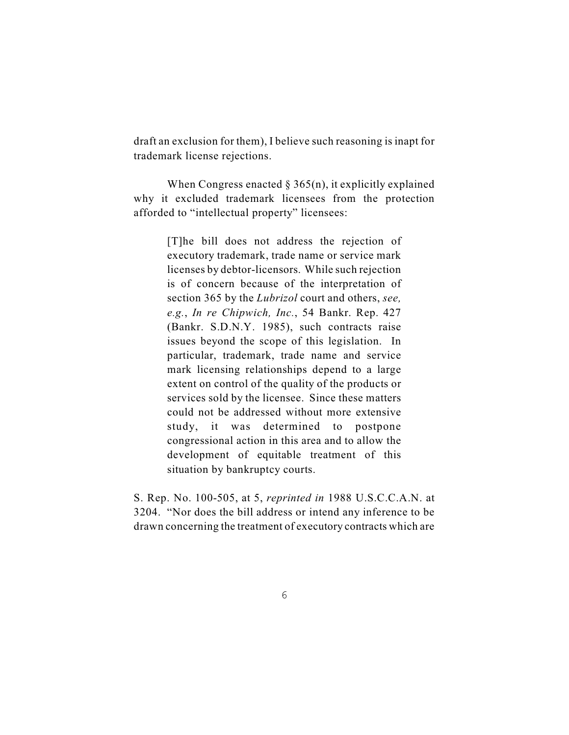draft an exclusion for them), I believe such reasoning is inapt for trademark license rejections.

When Congress enacted § 365(n), it explicitly explained why it excluded trademark licensees from the protection afforded to "intellectual property" licensees:

> [T]he bill does not address the rejection of executory trademark, trade name or service mark licenses by debtor-licensors. While such rejection is of concern because of the interpretation of section 365 by the *Lubrizol* court and others, *see, e.g.*, *In re Chipwich, Inc.*, 54 Bankr. Rep. 427 (Bankr. S.D.N.Y. 1985), such contracts raise issues beyond the scope of this legislation. In particular, trademark, trade name and service mark licensing relationships depend to a large extent on control of the quality of the products or services sold by the licensee. Since these matters could not be addressed without more extensive study, it was determined to postpone congressional action in this area and to allow the development of equitable treatment of this situation by bankruptcy courts.

S. Rep. No. 100-505, at 5, *reprinted in* 1988 U.S.C.C.A.N. at 3204. "Nor does the bill address or intend any inference to be drawn concerning the treatment of executory contracts which are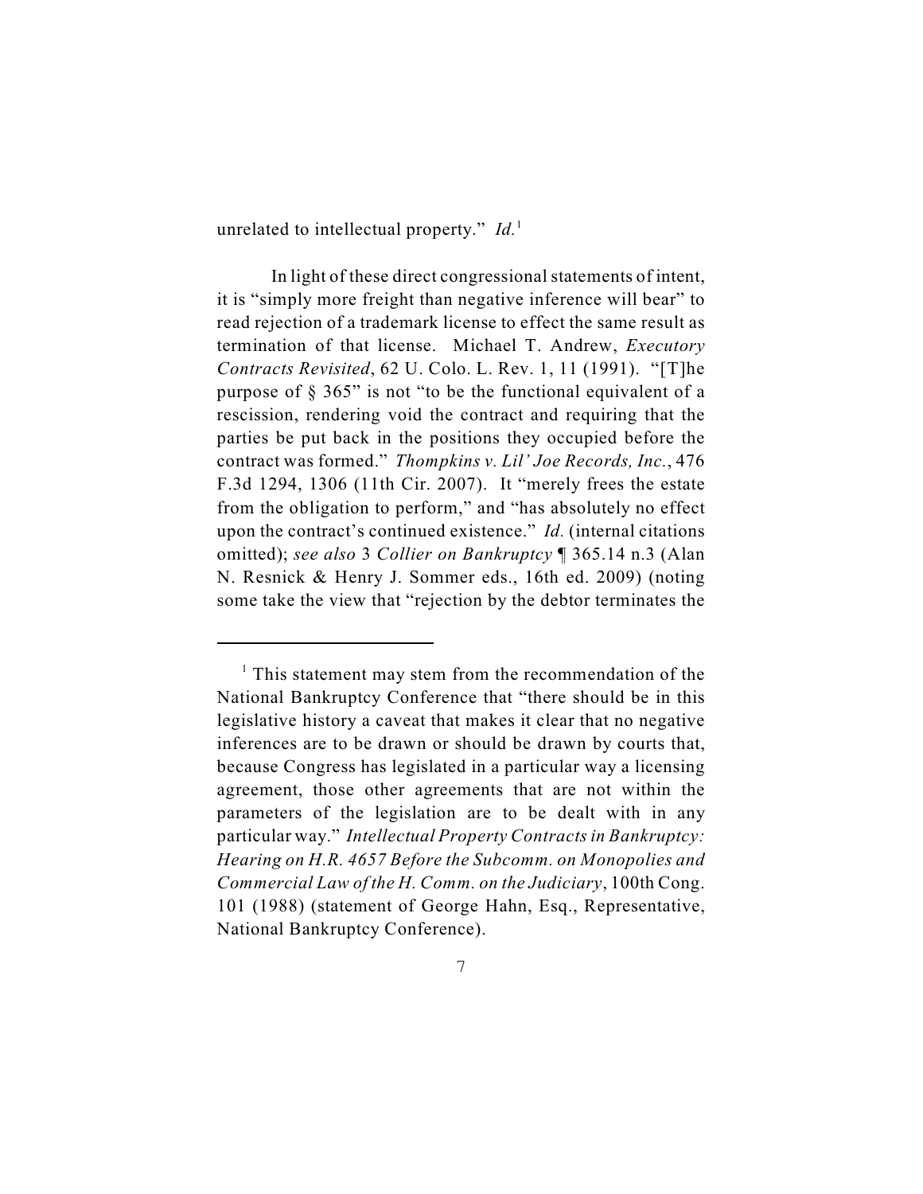unrelated to intellectual property." *Id.*[1]

In light of these direct congressional statements of intent, it is "simply more freight than negative inference will bear" to read rejection of a trademark license to effect the same result as termination of that license. Michael T. Andrew, *Executory Contracts Revisited*, 62 U. Colo. L. Rev. 1, 11 (1991). "[T]he purpose of § 365" is not "to be the functional equivalent of a rescission, rendering void the contract and requiring that the parties be put back in the positions they occupied before the contract was formed." *Thompkins v. Lil' Joe Records, Inc.*, 476 F.3d 1294, 1306 (11th Cir. 2007). It "merely frees the estate from the obligation to perform," and "has absolutely no effect upon the contract's continued existence." *Id.* (internal citations omitted); *see also* 3 *Collier on Bankruptcy* ¶ 365.14 n.3 (Alan N. Resnick & Henry J. Sommer eds., 16th ed. 2009) (noting some take the view that "rejection by the debtor terminates the

---

[1] This statement may stem from the recommendation of the National Bankruptcy Conference that "there should be in this legislative history a caveat that makes it clear that no negative inferences are to be drawn or should be drawn by courts that, because Congress has legislated in a particular way a licensing agreement, those other agreements that are not within the parameters of the legislation are to be dealt with in any particular way." *Intellectual Property Contracts in Bankruptcy: Hearing on H.R. 4657 Before the Subcomm. on Monopolies and Commercial Law of the H. Comm. on the Judiciary*, 100th Cong. 101 (1988) (statement of George Hahn, Esq., Representative, National Bankruptcy Conference).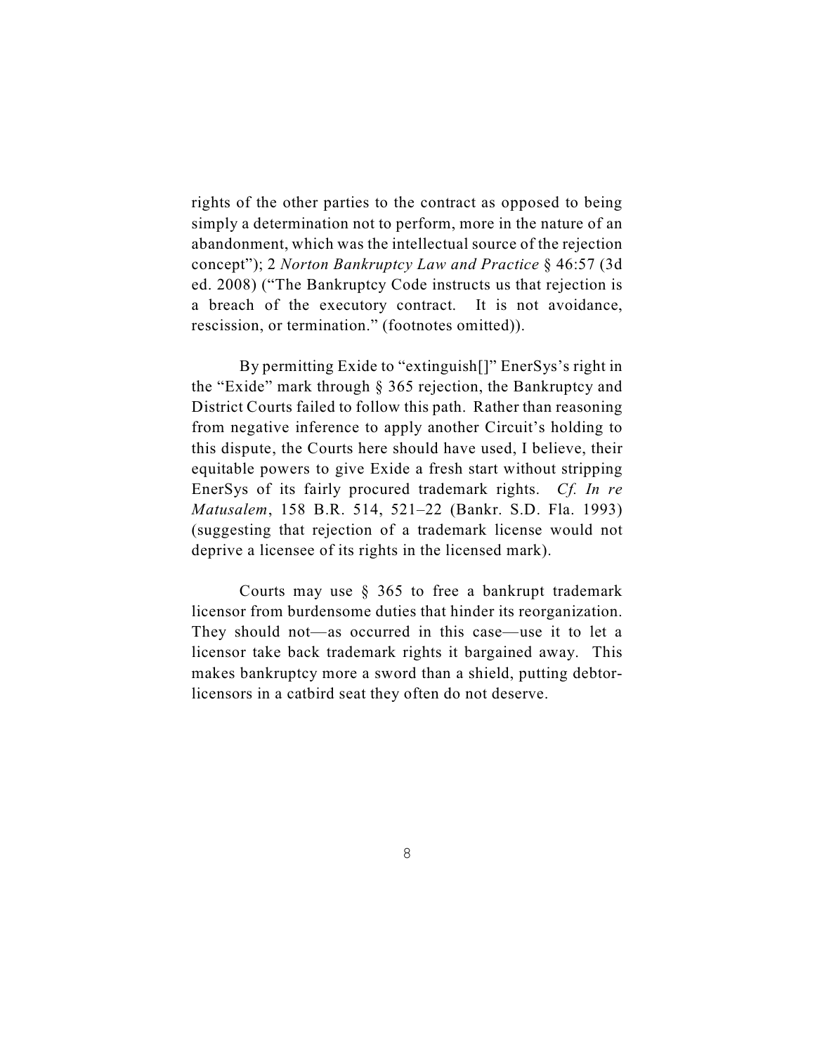rights of the other parties to the contract as opposed to being simply a determination not to perform, more in the nature of an abandonment, which was the intellectual source of the rejection concept"); 2 *Norton Bankruptcy Law and Practice* § 46:57 (3d ed. 2008) ("The Bankruptcy Code instructs us that rejection is a breach of the executory contract. It is not avoidance, rescission, or termination." (footnotes omitted)).

By permitting Exide to "extinguish[]" EnerSys's right in the "Exide" mark through § 365 rejection, the Bankruptcy and District Courts failed to follow this path. Rather than reasoning from negative inference to apply another Circuit's holding to this dispute, the Courts here should have used, I believe, their equitable powers to give Exide a fresh start without stripping EnerSys of its fairly procured trademark rights. *Cf. In re Matusalem*, 158 B.R. 514, 521–22 (Bankr. S.D. Fla. 1993) (suggesting that rejection of a trademark license would not deprive a licensee of its rights in the licensed mark).

Courts may use § 365 to free a bankrupt trademark licensor from burdensome duties that hinder its reorganization. They should not—as occurred in this case—use it to let a licensor take back trademark rights it bargained away. This makes bankruptcy more a sword than a shield, putting debtor-licensors in a catbird seat they often do not deserve.